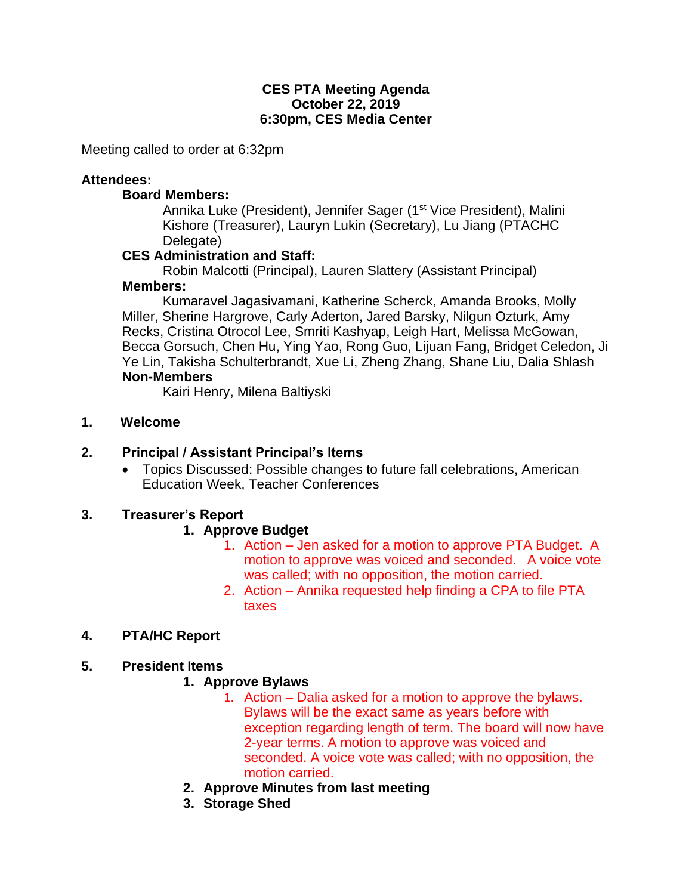**CES PTA Meeting Agenda**
**October 22, 2019**
**6:30pm, CES Media Center**

Meeting called to order at 6:32pm

**Attendees:**

**Board Members:**

Annika Luke (President), Jennifer Sager (1st Vice President), Malini Kishore (Treasurer), Lauryn Lukin (Secretary), Lu Jiang (PTACHC Delegate)

**CES Administration and Staff:**

Robin Malcotti (Principal), Lauren Slattery (Assistant Principal)

**Members:**

Kumaravel Jagasivamani, Katherine Scherck, Amanda Brooks, Molly Miller, Sherine Hargrove, Carly Aderton, Jared Barsky, Nilgun Ozturk, Amy Recks, Cristina Otrocol Lee, Smriti Kashyap, Leigh Hart, Melissa McGowan, Becca Gorsuch, Chen Hu, Ying Yao, Rong Guo, Lijuan Fang, Bridget Celedon, Ji Ye Lin, Takisha Schulterbrandt, Xue Li, Zheng Zhang, Shane Liu, Dalia Shlash

**Non-Members**

Kairi Henry, Milena Baltiyski

1. **Welcome**

2. **Principal / Assistant Principal's Items**
   - Topics Discussed: Possible changes to future fall celebrations, American Education Week, Teacher Conferences

3. **Treasurer's Report**
   1. **Approve Budget**
      1. Action – Jen asked for a motion to approve PTA Budget. A motion to approve was voiced and seconded. A voice vote was called; with no opposition, the motion carried.
      2. Action – Annika requested help finding a CPA to file PTA taxes

4. **PTA/HC Report**

5. **President Items**
   1. **Approve Bylaws**
      1. Action – Dalia asked for a motion to approve the bylaws. Bylaws will be the exact same as years before with exception regarding length of term. The board will now have 2-year terms. A motion to approve was voiced and seconded. A voice vote was called; with no opposition, the motion carried.
   2. **Approve Minutes from last meeting**
   3. **Storage Shed**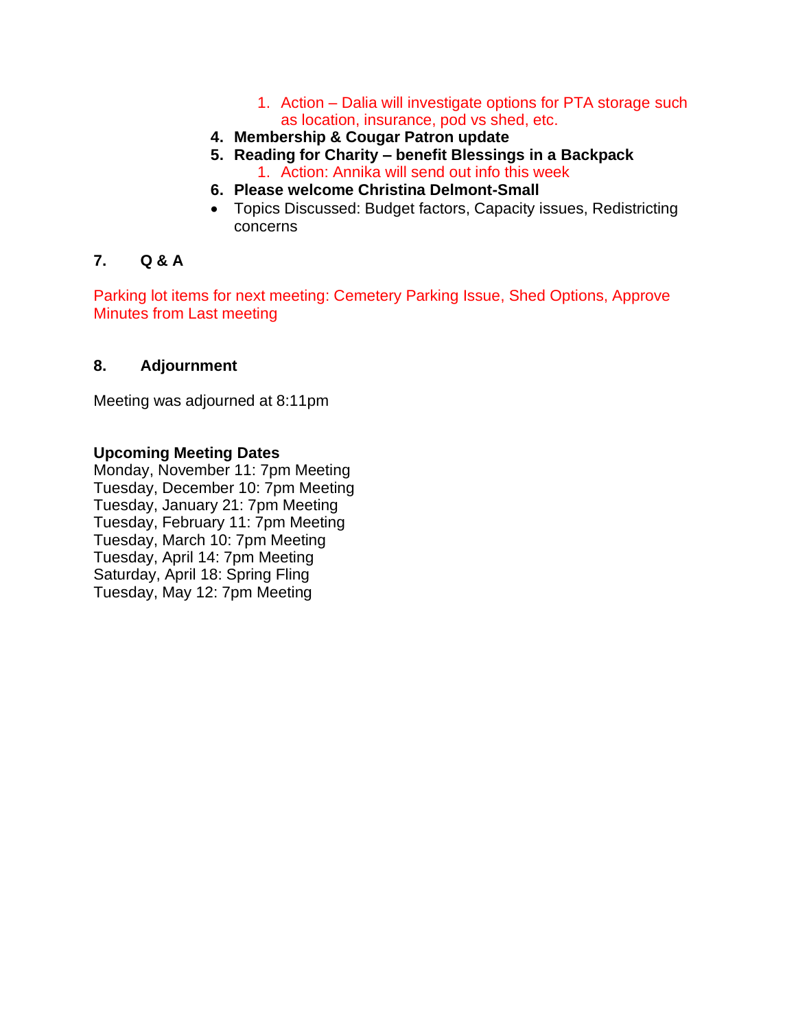1. Action – Dalia will investigate options for PTA storage such as location, insurance, pod vs shed, etc.

4. **Membership & Cougar Patron update**
5. **Reading for Charity – benefit Blessings in a Backpack**
   1. Action: Annika will send out info this week
6. **Please welcome Christina Delmont-Small**

- Topics Discussed: Budget factors, Capacity issues, Redistricting concerns

### 7. Q & A

Parking lot items for next meeting: Cemetery Parking Issue, Shed Options, Approve Minutes from Last meeting

### 8. Adjournment

Meeting was adjourned at 8:11pm

**Upcoming Meeting Dates**

Monday, November 11: 7pm Meeting
Tuesday, December 10: 7pm Meeting
Tuesday, January 21: 7pm Meeting
Tuesday, February 11: 7pm Meeting
Tuesday, March 10: 7pm Meeting
Tuesday, April 14: 7pm Meeting
Saturday, April 18: Spring Fling
Tuesday, May 12: 7pm Meeting